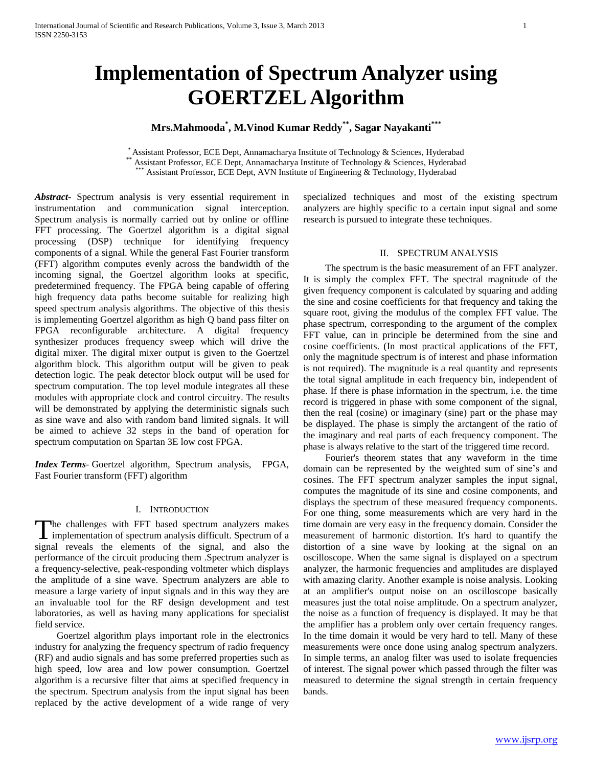# Implementation of Spectrum Analyzer using GOERTZEL Algorithm

**Mrs.Mahmooda[*], M.Vinod Kumar Reddy[**], Sagar Nayakanti[***]**

[*] Assistant Professor, ECE Dept, Annamacharya Institute of Technology & Sciences, Hyderabad
[**] Assistant Professor, ECE Dept, Annamacharya Institute of Technology & Sciences, Hyderabad
[***] Assistant Professor, ECE Dept, AVN Institute of Engineering & Technology, Hyderabad

***Abstract*-** Spectrum analysis is very essential requirement in instrumentation and communication signal interception. Spectrum analysis is normally carried out by online or offline FFT processing. The Goertzel algorithm is a digital signal processing (DSP) technique for identifying frequency components of a signal. While the general Fast Fourier transform (FFT) algorithm computes evenly across the bandwidth of the incoming signal, the Goertzel algorithm looks at specific, predetermined frequency. The FPGA being capable of offering high frequency data paths become suitable for realizing high speed spectrum analysis algorithms. The objective of this thesis is implementing Goertzel algorithm as high Q band pass filter on FPGA reconfigurable architecture. A digital frequency synthesizer produces frequency sweep which will drive the digital mixer. The digital mixer output is given to the Goertzel algorithm block. This algorithm output will be given to peak detection logic. The peak detector block output will be used for spectrum computation. The top level module integrates all these modules with appropriate clock and control circuitry. The results will be demonstrated by applying the deterministic signals such as sine wave and also with random band limited signals. It will be aimed to achieve 32 steps in the band of operation for spectrum computation on Spartan 3E low cost FPGA.

***Index Terms*-** Goertzel algorithm, Spectrum analysis, FPGA, Fast Fourier transform (FFT) algorithm

## I. Introduction

The challenges with FFT based spectrum analyzers makes implementation of spectrum analysis difficult. Spectrum of a signal reveals the elements of the signal, and also the performance of the circuit producing them .Spectrum analyzer is a frequency-selective, peak-responding voltmeter which displays the amplitude of a sine wave. Spectrum analyzers are able to measure a large variety of input signals and in this way they are an invaluable tool for the RF design development and test laboratories, as well as having many applications for specialist field service.

Goertzel algorithm plays important role in the electronics industry for analyzing the frequency spectrum of radio frequency (RF) and audio signals and has some preferred properties such as high speed, low area and low power consumption. Goertzel algorithm is a recursive filter that aims at specified frequency in the spectrum. Spectrum analysis from the input signal has been replaced by the active development of a wide range of very specialized techniques and most of the existing spectrum analyzers are highly specific to a certain input signal and some research is pursued to integrate these techniques.

## II. Spectrum Analysis

The spectrum is the basic measurement of an FFT analyzer. It is simply the complex FFT. The spectral magnitude of the given frequency component is calculated by squaring and adding the sine and cosine coefficients for that frequency and taking the square root, giving the modulus of the complex FFT value. The phase spectrum, corresponding to the argument of the complex FFT value, can in principle be determined from the sine and cosine coefficients. (In most practical applications of the FFT, only the magnitude spectrum is of interest and phase information is not required). The magnitude is a real quantity and represents the total signal amplitude in each frequency bin, independent of phase. If there is phase information in the spectrum, i.e. the time record is triggered in phase with some component of the signal, then the real (cosine) or imaginary (sine) part or the phase may be displayed. The phase is simply the arctangent of the ratio of the imaginary and real parts of each frequency component. The phase is always relative to the start of the triggered time record.

Fourier's theorem states that any waveform in the time domain can be represented by the weighted sum of sine's and cosines. The FFT spectrum analyzer samples the input signal, computes the magnitude of its sine and cosine components, and displays the spectrum of these measured frequency components. For one thing, some measurements which are very hard in the time domain are very easy in the frequency domain. Consider the measurement of harmonic distortion. It's hard to quantify the distortion of a sine wave by looking at the signal on an oscilloscope. When the same signal is displayed on a spectrum analyzer, the harmonic frequencies and amplitudes are displayed with amazing clarity. Another example is noise analysis. Looking at an amplifier's output noise on an oscilloscope basically measures just the total noise amplitude. On a spectrum analyzer, the noise as a function of frequency is displayed. It may be that the amplifier has a problem only over certain frequency ranges. In the time domain it would be very hard to tell. Many of these measurements were once done using analog spectrum analyzers. In simple terms, an analog filter was used to isolate frequencies of interest. The signal power which passed through the filter was measured to determine the signal strength in certain frequency bands.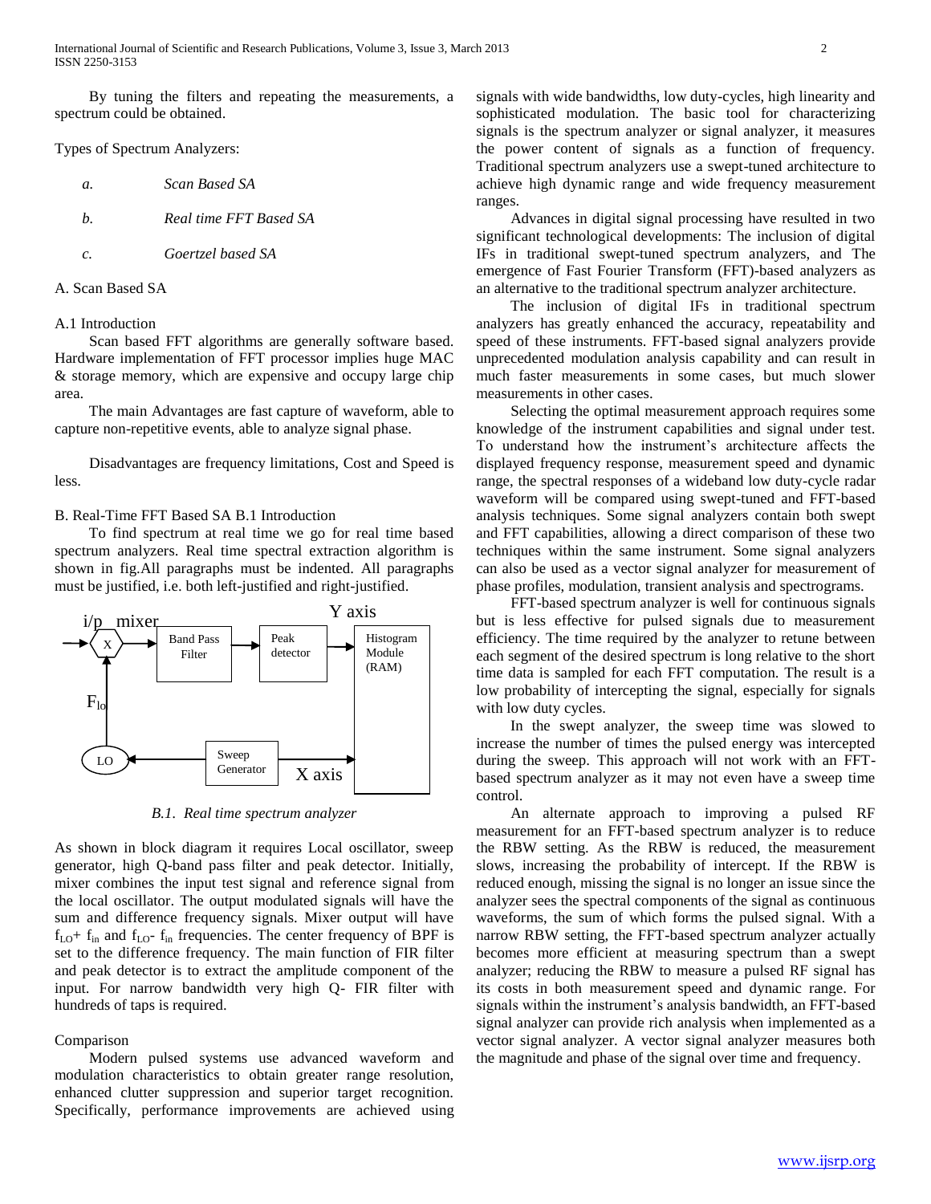By tuning the filters and repeating the measurements, a spectrum could be obtained.

Types of Spectrum Analyzers:

*a.* *Scan Based SA*

*b.* *Real time FFT Based SA*

*c.* *Goertzel based SA*

A. Scan Based SA

A.1 Introduction

Scan based FFT algorithms are generally software based. Hardware implementation of FFT processor implies huge MAC & storage memory, which are expensive and occupy large chip area.

The main Advantages are fast capture of waveform, able to capture non-repetitive events, able to analyze signal phase.

Disadvantages are frequency limitations, Cost and Speed is less.

B. Real-Time FFT Based SA B.1 Introduction

To find spectrum at real time we go for real time based spectrum analyzers. Real time spectral extraction algorithm is shown in fig.All paragraphs must be indented. All paragraphs must be justified, i.e. both left-justified and right-justified.

i/p mixer

X

Band Pass Filter

Peak detector

Y axis

Histogram Module (RAM)

$F_{lo}$

LO

Sweep Generator

X axis

*B.1. Real time spectrum analyzer*

As shown in block diagram it requires Local oscillator, sweep generator, high Q-band pass filter and peak detector. Initially, mixer combines the input test signal and reference signal from the local oscillator. The output modulated signals will have the sum and difference frequency signals. Mixer output will have $f_{LO}+ f_{in}$ and $f_{LO}- f_{in}$ frequencies. The center frequency of BPF is set to the difference frequency. The main function of FIR filter and peak detector is to extract the amplitude component of the input. For narrow bandwidth very high Q- FIR filter with hundreds of taps is required.

Comparison

Modern pulsed systems use advanced waveform and modulation characteristics to obtain greater range resolution, enhanced clutter suppression and superior target recognition. Specifically, performance improvements are achieved using signals with wide bandwidths, low duty-cycles, high linearity and sophisticated modulation. The basic tool for characterizing signals is the spectrum analyzer or signal analyzer, it measures the power content of signals as a function of frequency. Traditional spectrum analyzers use a swept-tuned architecture to achieve high dynamic range and wide frequency measurement ranges.

Advances in digital signal processing have resulted in two significant technological developments: The inclusion of digital IFs in traditional swept-tuned spectrum analyzers, and The emergence of Fast Fourier Transform (FFT)-based analyzers as an alternative to the traditional spectrum analyzer architecture.

The inclusion of digital IFs in traditional spectrum analyzers has greatly enhanced the accuracy, repeatability and speed of these instruments. FFT-based signal analyzers provide unprecedented modulation analysis capability and can result in much faster measurements in some cases, but much slower measurements in other cases.

Selecting the optimal measurement approach requires some knowledge of the instrument capabilities and signal under test. To understand how the instrument's architecture affects the displayed frequency response, measurement speed and dynamic range, the spectral responses of a wideband low duty-cycle radar waveform will be compared using swept-tuned and FFT-based analysis techniques. Some signal analyzers contain both swept and FFT capabilities, allowing a direct comparison of these two techniques within the same instrument. Some signal analyzers can also be used as a vector signal analyzer for measurement of phase profiles, modulation, transient analysis and spectrograms.

FFT-based spectrum analyzer is well for continuous signals but is less effective for pulsed signals due to measurement efficiency. The time required by the analyzer to retune between each segment of the desired spectrum is long relative to the short time data is sampled for each FFT computation. The result is a low probability of intercepting the signal, especially for signals with low duty cycles.

In the swept analyzer, the sweep time was slowed to increase the number of times the pulsed energy was intercepted during the sweep. This approach will not work with an FFT-based spectrum analyzer as it may not even have a sweep time control.

An alternate approach to improving a pulsed RF measurement for an FFT-based spectrum analyzer is to reduce the RBW setting. As the RBW is reduced, the measurement slows, increasing the probability of intercept. If the RBW is reduced enough, missing the signal is no longer an issue since the analyzer sees the spectral components of the signal as continuous waveforms, the sum of which forms the pulsed signal. With a narrow RBW setting, the FFT-based spectrum analyzer actually becomes more efficient at measuring spectrum than a swept analyzer; reducing the RBW to measure a pulsed RF signal has its costs in both measurement speed and dynamic range. For signals within the instrument's analysis bandwidth, an FFT-based signal analyzer can provide rich analysis when implemented as a vector signal analyzer. A vector signal analyzer measures both the magnitude and phase of the signal over time and frequency.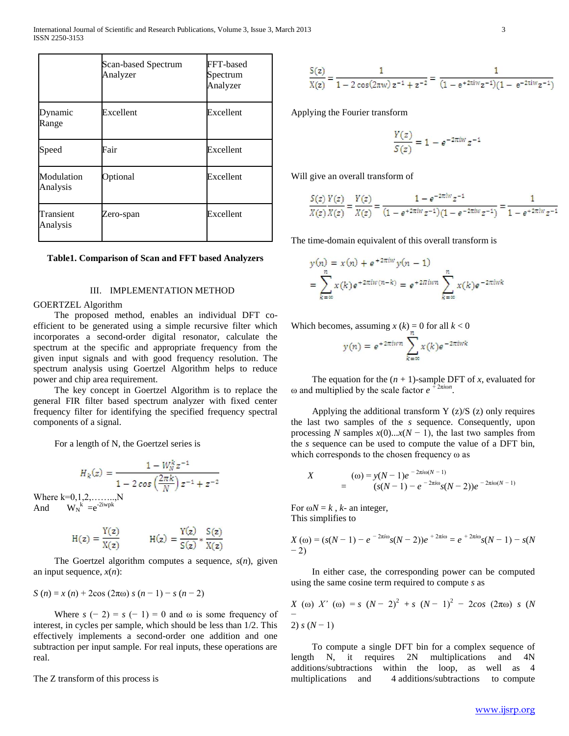|  | Scan-based Spectrum Analyzer | FFT-based Spectrum Analyzer |
|---|---|---|
| Dynamic Range | Excellent | Excellent |
| Speed | Fair | Excellent |
| Modulation Analysis | Optional | Excellent |
| Transient Analysis | Zero-span | Excellent |

**Table1. Comparison of Scan and FFT based Analyzers**

## III. IMPLEMENTATION METHOD

GOERTZEL Algorithm

The proposed method, enables an individual DFT co-efficient to be generated using a simple recursive filter which incorporates a second-order digital resonator, calculate the spectrum at the specific and appropriate frequency from the given input signals and with good frequency resolution. The spectrum analysis using Goertzel Algorithm helps to reduce power and chip area requirement.

The key concept in Goertzel Algorithm is to replace the general FIR filter based spectrum analyzer with fixed center frequency filter for identifying the specified frequency spectral components of a signal.

For a length of N, the Goertzel series is

$$H_k(z) = \frac{1 - W_N^k z^{-1}}{1 - 2\cos\left(\frac{2\pi k}{N}\right) z^{-1} + z^{-2}}$$

Where k=0,1,2,……..,N

And $W_N^k = e^{-2iwpk}$

$$H(z) = \frac{Y(z)}{X(z)} \qquad H(z) = \frac{Y(z)}{S(z)} * \frac{S(z)}{X(z)}$$

The Goertzel algorithm computes a sequence, $s(n)$, given an input sequence, $x(n)$:

$$S(n) = x(n) + 2\cos(2\pi\omega)\, s(n-1) - s(n-2)$$

Where $s(-2) = s(-1) = 0$ and ω is some frequency of interest, in cycles per sample, which should be less than 1/2. This effectively implements a second-order one addition and one subtraction per input sample. For real inputs, these operations are real.

The Z transform of this process is

$$\frac{S(z)}{X(z)} = \frac{1}{1 - 2\cos(2\pi w)\, z^{-1} + z^{-2}} = \frac{1}{(1 - e^{+2\pi i w} z^{-1})(1 - e^{-2\pi i w} z^{-1})}$$

Applying the Fourier transform

$$\frac{Y(z)}{S(z)} = 1 - e^{-2\pi i w} z^{-1}$$

Will give an overall transform of

$$\frac{S(z)}{X(z)}\frac{Y(z)}{X(z)} = \frac{Y(z)}{X(z)} = \frac{1 - e^{-2\pi i w} z^{-1}}{(1 - e^{+2\pi i w} z^{-1})(1 - e^{-2\pi i w} z^{-1})} = \frac{1}{1 - e^{+2\pi i w} z^{-1}}$$

The time-domain equivalent of this overall transform is

$$y(n) = x(n) + e^{+2\pi i w} y(n-1)$$
$$= \sum_{k=\infty}^{n} x(k) e^{+2\pi i w(n-k)} = e^{+2\Pi i w n} \sum_{k=\infty}^{n} x(k) e^{-2\pi i w k}$$

Which becomes, assuming $x(k) = 0$ for all $k < 0$

$$y(n) = e^{+2\pi i w n} \sum_{k=\infty}^{n} x(k) e^{-2\pi i w k}$$

The equation for the $(n + 1)$-sample DFT of $x$, evaluated for ω and multiplied by the scale factor $e^{+2\pi i \omega n}$.

Applying the additional transform Y (z)/S (z) only requires the last two samples of the $s$ sequence. Consequently, upon processing $N$ samples $x(0)...x(N - 1)$, the last two samples from the $s$ sequence can be used to compute the value of a DFT bin, which corresponds to the chosen frequency ω as

$$X(\omega) = y(N-1)e^{-2\pi i\omega(N-1)} = (s(N-1) - e^{-2\pi i\omega}s(N-2))e^{-2\pi i\omega(N-1)}$$

For $\omega N = k$ , $k$- an integer,

This simplifies to

$$X(\omega) = (s(N-1) - e^{-2\pi i\omega}s(N-2))e^{+2\pi i\omega} = e^{+2\pi i\omega}s(N-1) - s(N-2)$$

In either case, the corresponding power can be computed using the same cosine term required to compute $s$ as

$$X(\omega)\, X'(\omega) = s(N-2)^2 + s(N-1)^2 - 2\cos(2\pi\omega)\, s(N-2)\, s(N-1)$$

To compute a single DFT bin for a complex sequence of length N, it requires 2N multiplications and 4N additions/subtractions within the loop, as well as 4 multiplications and 4 additions/subtractions to compute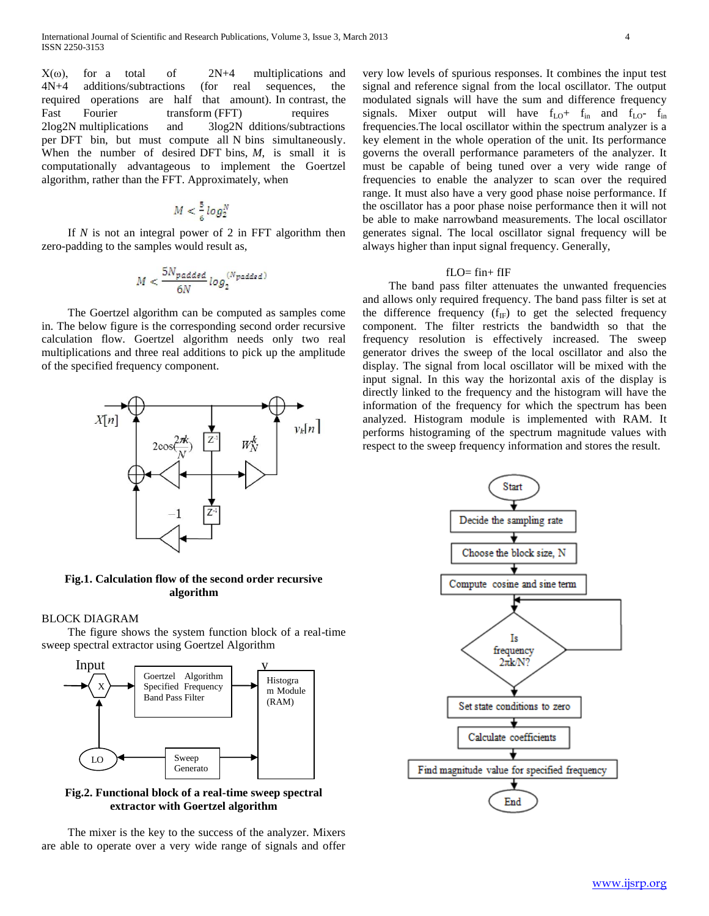$X(\omega)$, for a total of 2N+4 multiplications and 4N+4 additions/subtractions (for real sequences, the required operations are half that amount). In contrast, the Fast Fourier transform (FFT) requires 2log2N multiplications and 3log2N dditions/subtractions per DFT bin, but must compute all N bins simultaneously. When the number of desired DFT bins, *M*, is small it is computationally advantageous to implement the Goertzel algorithm, rather than the FFT. Approximately, when

$$M < \frac{5}{6} log_2^N$$

If *N* is not an integral power of 2 in FFT algorithm then zero-padding to the samples would result as,

$$M < \frac{5N_{padded}}{6N} log_2^{(N_{padded})}$$

The Goertzel algorithm can be computed as samples come in. The below figure is the corresponding second order recursive calculation flow. Goertzel algorithm needs only two real multiplications and three real additions to pick up the amplitude of the specified frequency component.

$X[n]$

$2\cos(\frac{2\pi k}{N})$

$Z^{-1}$

$W_N^k$

$y_k[n]$

$-1$

$Z^{-1}$

**Fig.1. Calculation flow of the second order recursive algorithm**

BLOCK DIAGRAM

The figure shows the system function block of a real-time sweep spectral extractor using Goertzel Algorithm

Input

X

Goertzel Algorithm Specified Frequency Band Pass Filter

Y

Histogram Module (RAM)

LO

Sweep Generato

**Fig.2. Functional block of a real-time sweep spectral extractor with Goertzel algorithm**

The mixer is the key to the success of the analyzer. Mixers are able to operate over a very wide range of signals and offer very low levels of spurious responses. It combines the input test signal and reference signal from the local oscillator. The output modulated signals will have the sum and difference frequency signals. Mixer output will have $f_{LO}+ f_{in}$ and $f_{LO}- f_{in}$ frequencies.The local oscillator within the spectrum analyzer is a key element in the whole operation of the unit. Its performance governs the overall performance parameters of the analyzer. It must be capable of being tuned over a very wide range of frequencies to enable the analyzer to scan over the required range. It must also have a very good phase noise performance. If the oscillator has a poor phase noise performance then it will not be able to make narrowband measurements. The local oscillator generates signal. The local oscillator signal frequency will be always higher than input signal frequency. Generally,

$$f_{LO}= f_{in}+ f_{IF}$$

The band pass filter attenuates the unwanted frequencies and allows only required frequency. The band pass filter is set at the difference frequency ($f_{IF}$) to get the selected frequency component. The filter restricts the bandwidth so that the frequency resolution is effectively increased. The sweep generator drives the sweep of the local oscillator and also the display. The signal from local oscillator will be mixed with the input signal. In this way the horizontal axis of the display is directly linked to the frequency and the histogram will have the information of the frequency for which the spectrum has been analyzed. Histogram module is implemented with RAM. It performs histograming of the spectrum magnitude values with respect to the sweep frequency information and stores the result.

Start

Decide the sampling rate

Choose the block size, N

Compute cosine and sine term

Is frequency $2\pi k/N$?

Set state conditions to zero

Calculate coefficients

Find magnitude value for specified frequency

End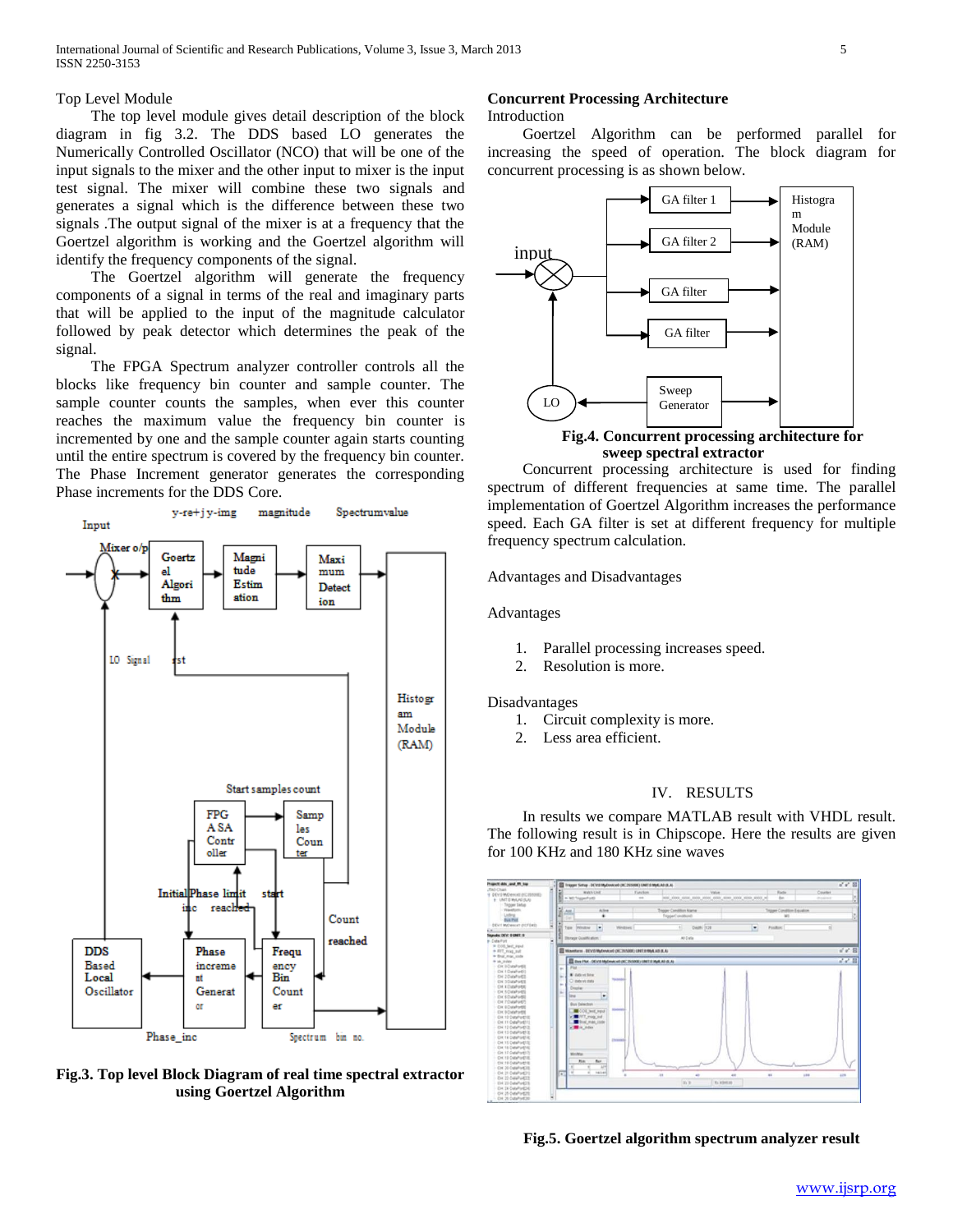Top Level Module

The top level module gives detail description of the block diagram in fig 3.2. The DDS based LO generates the Numerically Controlled Oscillator (NCO) that will be one of the input signals to the mixer and the other input to mixer is the input test signal. The mixer will combine these two signals and generates a signal which is the difference between these two signals .The output signal of the mixer is at a frequency that the Goertzel algorithm is working and the Goertzel algorithm will identify the frequency components of the signal.

The Goertzel algorithm will generate the frequency components of a signal in terms of the real and imaginary parts that will be applied to the input of the magnitude calculator followed by peak detector which determines the peak of the signal.

The FPGA Spectrum analyzer controller controls all the blocks like frequency bin counter and sample counter. The sample counter counts the samples, when ever this counter reaches the maximum value the frequency bin counter is incremented by one and the sample counter again starts counting until the entire spectrum is covered by the frequency bin counter. The Phase Increment generator generates the corresponding Phase increments for the DDS Core.

y-re+j y-img
magnitude
Spectrumvalue
Input
Mixer o/p
Goertzel Algorithm
Magnitude Estimation
Maximum Detection
Histogram Module (RAM)
LO Signal
rst
Start samples count
FPGA SA Controller
Samples Counter
Initial Phase limit inc reached
start
Count reached
DDS Based Local Oscillator
Phase increment Generator
Frequency Bin Counter
Phase_inc
Spectrum bin no.

**Fig.3. Top level Block Diagram of real time spectral extractor using Goertzel Algorithm**

**Concurrent Processing Architecture**

Introduction

Goertzel Algorithm can be performed parallel for increasing the speed of operation. The block diagram for concurrent processing is as shown below.

input
GA filter 1
GA filter 2
GA filter
GA filter
Histogram Module (RAM)
LO
Sweep Generator

**Fig.4. Concurrent processing architecture for sweep spectral extractor**

Concurrent processing architecture is used for finding spectrum of different frequencies at same time. The parallel implementation of Goertzel Algorithm increases the performance speed. Each GA filter is set at different frequency for multiple frequency spectrum calculation.

Advantages and Disadvantages

Advantages

1. Parallel processing increases speed.
2. Resolution is more.

Disadvantages

1. Circuit complexity is more.
2. Less area efficient.

## IV. RESULTS

In results we compare MATLAB result with VHDL result. The following result is in Chipscope. Here the results are given for 100 KHz and 180 KHz sine waves

**Fig.5. Goertzel algorithm spectrum analyzer result**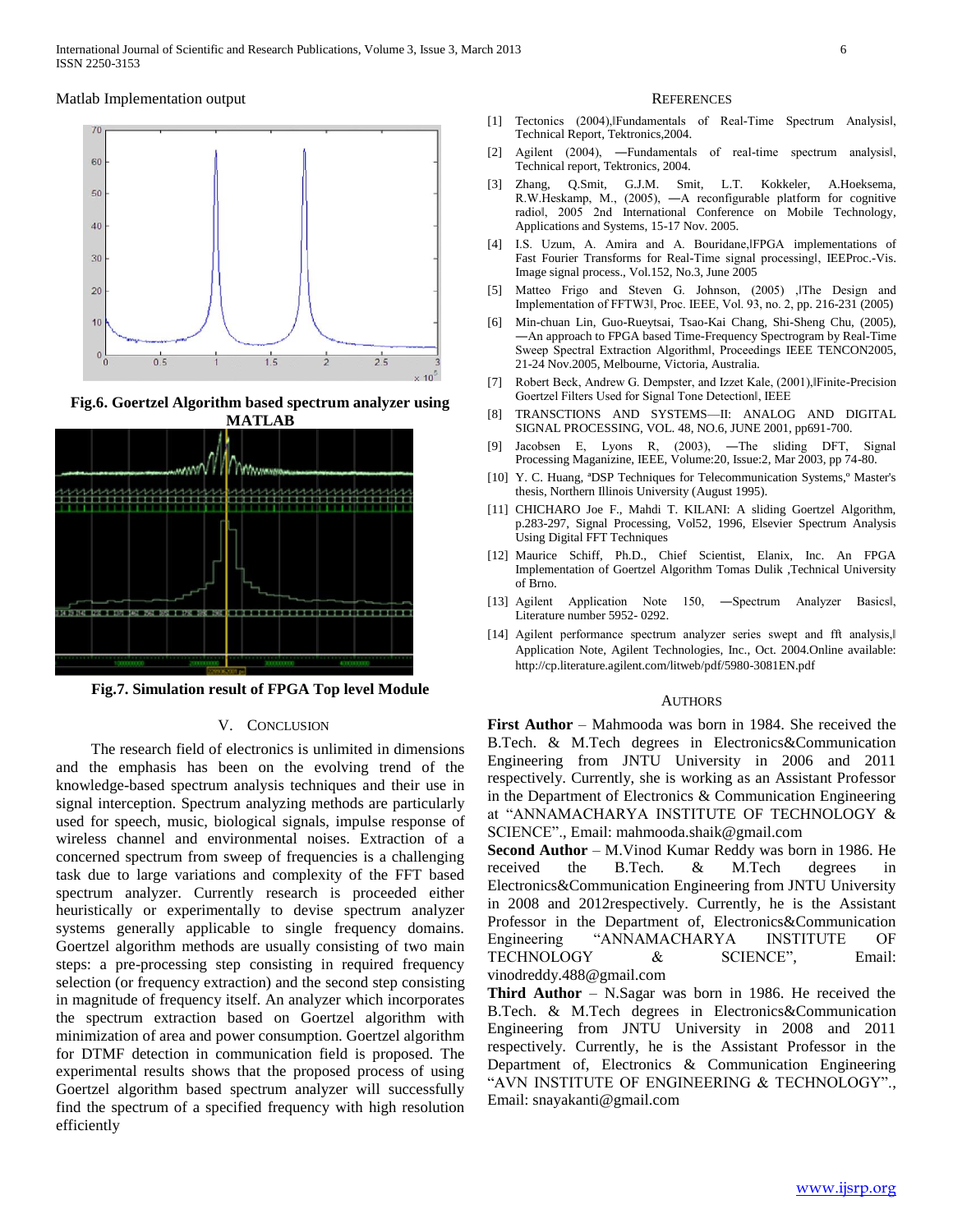Matlab Implementation output

70
60
50
40
30
20
10
0
0 0.5 1 1.5 2 2.5 3
× 10^5

**Fig.6. Goertzel Algorithm based spectrum analyzer using MATLAB**

**Fig.7. Simulation result of FPGA Top level Module**

## V. Conclusion

The research field of electronics is unlimited in dimensions and the emphasis has been on the evolving trend of the knowledge-based spectrum analysis techniques and their use in signal interception. Spectrum analyzing methods are particularly used for speech, music, biological signals, impulse response of wireless channel and environmental noises. Extraction of a concerned spectrum from sweep of frequencies is a challenging task due to large variations and complexity of the FFT based spectrum analyzer. Currently research is proceeded either heuristically or experimentally to devise spectrum analyzer systems generally applicable to single frequency domains. Goertzel algorithm methods are usually consisting of two main steps: a pre-processing step consisting in required frequency selection (or frequency extraction) and the second step consisting in magnitude of frequency itself. An analyzer which incorporates the spectrum extraction based on Goertzel algorithm with minimization of area and power consumption. Goertzel algorithm for DTMF detection in communication field is proposed. The experimental results shows that the proposed process of using Goertzel algorithm based spectrum analyzer will successfully find the spectrum of a specified frequency with high resolution efficiently

## References

[1] Tectonics (2004),‖Fundamentals of Real-Time Spectrum Analysis‖, Technical Report, Tektronics,2004.

[2] Agilent (2004), ―Fundamentals of real-time spectrum analysis‖, Technical report, Tektronics, 2004.

[3] Zhang, Q.Smit, G.J.M. Smit, L.T. Kokkeler, A.Hoeksema, R.W.Heskamp, M., (2005), ―A reconfigurable platform for cognitive radio‖, 2005 2nd International Conference on Mobile Technology, Applications and Systems, 15-17 Nov. 2005.

[4] I.S. Uzum, A. Amira and A. Bouridane,‖FPGA implementations of Fast Fourier Transforms for Real-Time signal processing‖, IEEProc.-Vis. Image signal process., Vol.152, No.3, June 2005

[5] Matteo Frigo and Steven G. Johnson, (2005) ,‖The Design and Implementation of FFTW3‖, Proc. IEEE, Vol. 93, no. 2, pp. 216-231 (2005)

[6] Min-chuan Lin, Guo-Rueytsai, Tsao-Kai Chang, Shi-Sheng Chu, (2005), ―An approach to FPGA based Time-Frequency Spectrogram by Real-Time Sweep Spectral Extraction Algorithm‖, Proceedings IEEE TENCON2005, 21-24 Nov.2005, Melbourne, Victoria, Australia.

[7] Robert Beck, Andrew G. Dempster, and Izzet Kale, (2001),‖Finite-Precision Goertzel Filters Used for Signal Tone Detection‖, IEEE

[8] TRANSCTIONS AND SYSTEMS—II: ANALOG AND DIGITAL SIGNAL PROCESSING, VOL. 48, NO.6, JUNE 2001, pp691-700.

[9] Jacobsen E, Lyons R, (2003), ―The sliding DFT, Signal Processing Maganizine, IEEE, Volume:20, Issue:2, Mar 2003, pp 74-80.

[10] Y. C. Huang, ªDSP Techniques for Telecommunication Systems,º Master's thesis, Northern Illinois University (August 1995).

[11] CHICHARO Joe F., Mahdi T. KILANI: A sliding Goertzel Algorithm, p.283-297, Signal Processing, Vol52, 1996, Elsevier Spectrum Analysis Using Digital FFT Techniques

[12] Maurice Schiff, Ph.D., Chief Scientist, Elanix, Inc. An FPGA Implementation of Goertzel Algorithm Tomas Dulik ,Technical University of Brno.

[13] Agilent Application Note 150, ―Spectrum Analyzer Basics‖, Literature number 5952- 0292.

[14] Agilent performance spectrum analyzer series swept and fft analysis,‖ Application Note, Agilent Technologies, Inc., Oct. 2004.Online available: http://cp.literature.agilent.com/litweb/pdf/5980-3081EN.pdf

## Authors

**First Author** – Mahmooda was born in 1984. She received the B.Tech. & M.Tech degrees in Electronics&Communication Engineering from JNTU University in 2006 and 2011 respectively. Currently, she is working as an Assistant Professor in the Department of Electronics & Communication Engineering at "ANNAMACHARYA INSTITUTE OF TECHNOLOGY & SCIENCE"., Email: mahmooda.shaik@gmail.com

**Second Author** – M.Vinod Kumar Reddy was born in 1986. He received the B.Tech. & M.Tech degrees in Electronics&Communication Engineering from JNTU University in 2008 and 2012respectively. Currently, he is the Assistant Professor in the Department of, Electronics&Communication Engineering "ANNAMACHARYA INSTITUTE OF TECHNOLOGY & SCIENCE", Email: vinodreddy.488@gmail.com

**Third Author** – N.Sagar was born in 1986. He received the B.Tech. & M.Tech degrees in Electronics&Communication Engineering from JNTU University in 2008 and 2011 respectively. Currently, he is the Assistant Professor in the Department of, Electronics & Communication Engineering "AVN INSTITUTE OF ENGINEERING & TECHNOLOGY"., Email: snayakanti@gmail.com